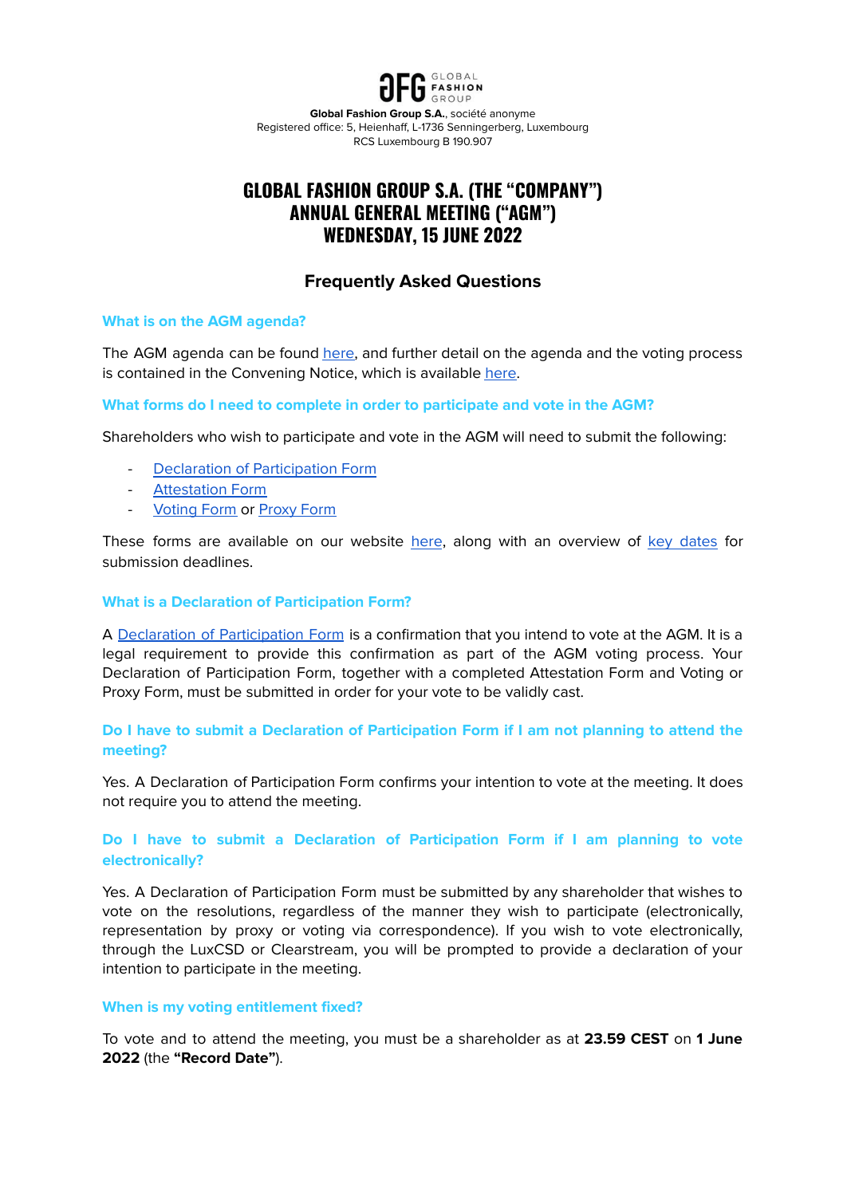**Global Fashion Group S.A.**, société anonyme
Registered office: 5, Heienhaff, L-1736 Senningerberg, Luxembourg
RCS Luxembourg B 190.907

# GLOBAL FASHION GROUP S.A. (THE "COMPANY") ANNUAL GENERAL MEETING ("AGM") WEDNESDAY, 15 JUNE 2022

## Frequently Asked Questions

### What is on the AGM agenda?

The AGM agenda can be found here, and further detail on the agenda and the voting process is contained in the Convening Notice, which is available here.

### What forms do I need to complete in order to participate and vote in the AGM?

Shareholders who wish to participate and vote in the AGM will need to submit the following:

- Declaration of Participation Form
- Attestation Form
- Voting Form or Proxy Form

These forms are available on our website here, along with an overview of key dates for submission deadlines.

### What is a Declaration of Participation Form?

A Declaration of Participation Form is a confirmation that you intend to vote at the AGM. It is a legal requirement to provide this confirmation as part of the AGM voting process. Your Declaration of Participation Form, together with a completed Attestation Form and Voting or Proxy Form, must be submitted in order for your vote to be validly cast.

### Do I have to submit a Declaration of Participation Form if I am not planning to attend the meeting?

Yes. A Declaration of Participation Form confirms your intention to vote at the meeting. It does not require you to attend the meeting.

### Do I have to submit a Declaration of Participation Form if I am planning to vote electronically?

Yes. A Declaration of Participation Form must be submitted by any shareholder that wishes to vote on the resolutions, regardless of the manner they wish to participate (electronically, representation by proxy or voting via correspondence). If you wish to vote electronically, through the LuxCSD or Clearstream, you will be prompted to provide a declaration of your intention to participate in the meeting.

### When is my voting entitlement fixed?

To vote and to attend the meeting, you must be a shareholder as at **23.59 CEST** on **1 June 2022** (the **"Record Date"**).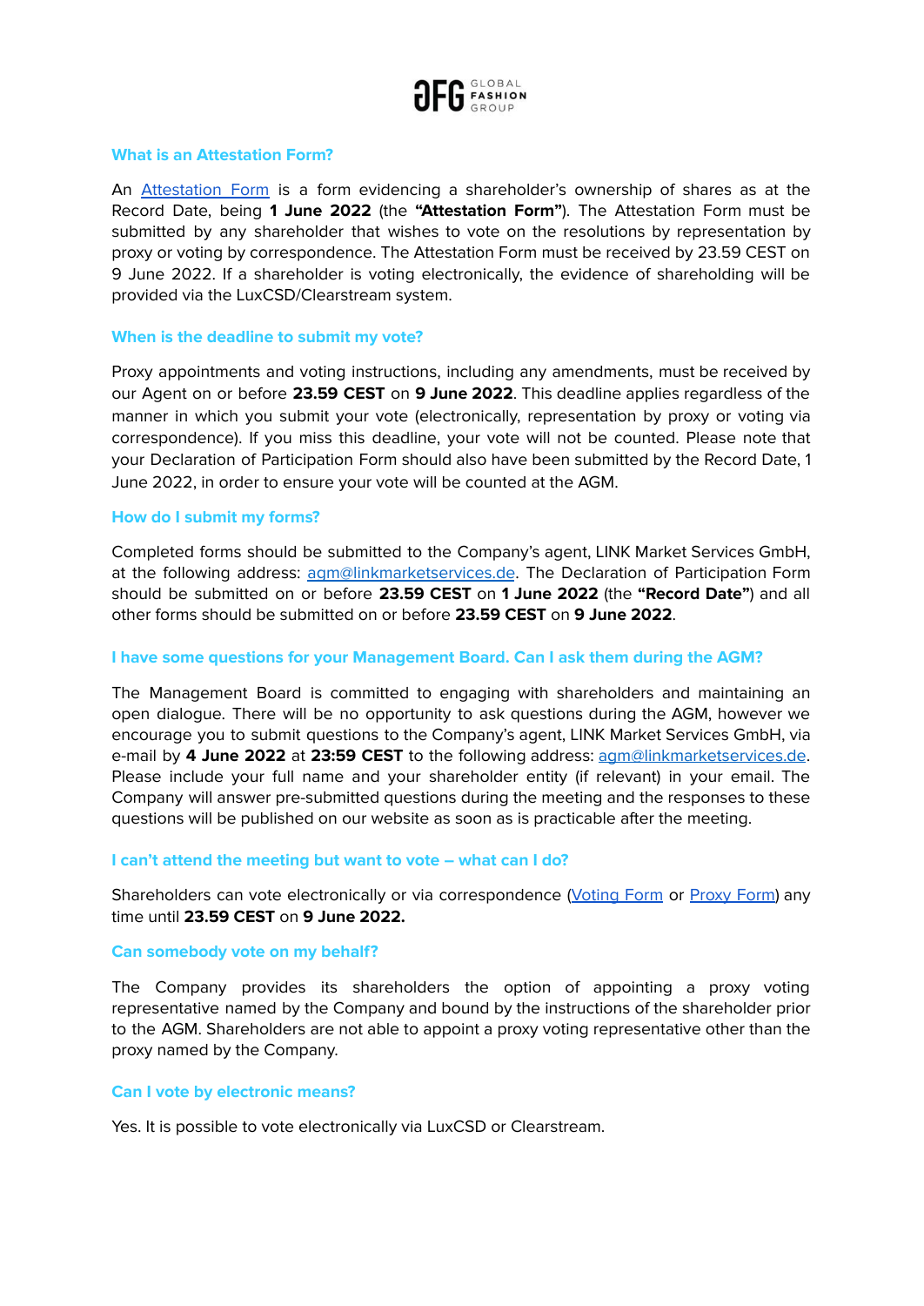### What is an Attestation Form?

An Attestation Form is a form evidencing a shareholder's ownership of shares as at the Record Date, being **1 June 2022** (the **"Attestation Form"**). The Attestation Form must be submitted by any shareholder that wishes to vote on the resolutions by representation by proxy or voting by correspondence. The Attestation Form must be received by 23.59 CEST on 9 June 2022. If a shareholder is voting electronically, the evidence of shareholding will be provided via the LuxCSD/Clearstream system.

### When is the deadline to submit my vote?

Proxy appointments and voting instructions, including any amendments, must be received by our Agent on or before **23.59 CEST** on **9 June 2022**. This deadline applies regardless of the manner in which you submit your vote (electronically, representation by proxy or voting via correspondence). If you miss this deadline, your vote will not be counted. Please note that your Declaration of Participation Form should also have been submitted by the Record Date, 1 June 2022, in order to ensure your vote will be counted at the AGM.

### How do I submit my forms?

Completed forms should be submitted to the Company's agent, LINK Market Services GmbH, at the following address: agm@linkmarketservices.de. The Declaration of Participation Form should be submitted on or before **23.59 CEST** on **1 June 2022** (the **"Record Date"**) and all other forms should be submitted on or before **23.59 CEST** on **9 June 2022**.

### I have some questions for your Management Board. Can I ask them during the AGM?

The Management Board is committed to engaging with shareholders and maintaining an open dialogue. There will be no opportunity to ask questions during the AGM, however we encourage you to submit questions to the Company's agent, LINK Market Services GmbH, via e-mail by **4 June 2022** at **23:59 CEST** to the following address: agm@linkmarketservices.de. Please include your full name and your shareholder entity (if relevant) in your email. The Company will answer pre-submitted questions during the meeting and the responses to these questions will be published on our website as soon as is practicable after the meeting.

### I can't attend the meeting but want to vote – what can I do?

Shareholders can vote electronically or via correspondence (Voting Form or Proxy Form) any time until **23.59 CEST** on **9 June 2022.**

### Can somebody vote on my behalf?

The Company provides its shareholders the option of appointing a proxy voting representative named by the Company and bound by the instructions of the shareholder prior to the AGM. Shareholders are not able to appoint a proxy voting representative other than the proxy named by the Company.

### Can I vote by electronic means?

Yes. It is possible to vote electronically via LuxCSD or Clearstream.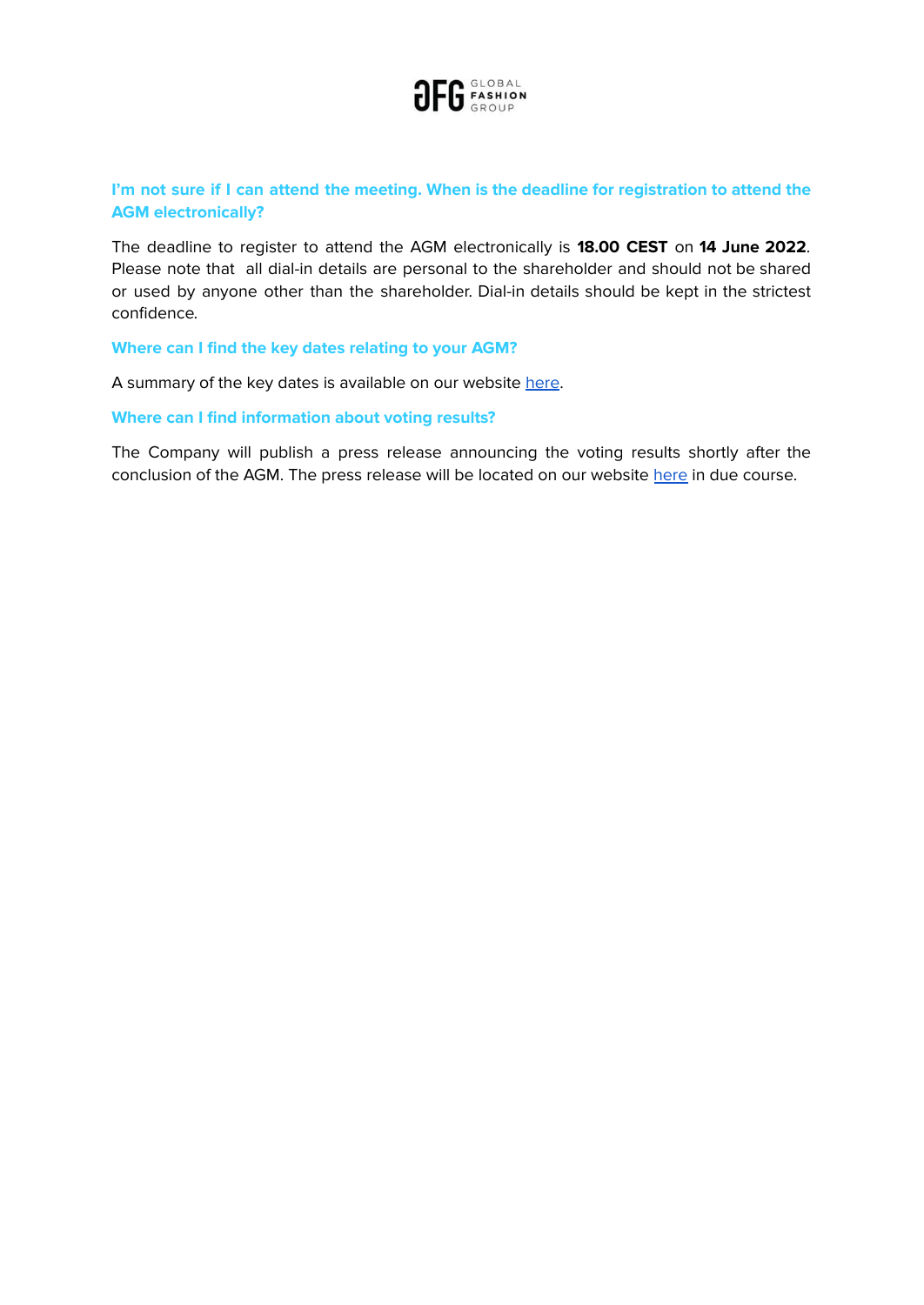### I'm not sure if I can attend the meeting. When is the deadline for registration to attend the AGM electronically?

The deadline to register to attend the AGM electronically is **18.00 CEST** on **14 June 2022**. Please note that all dial-in details are personal to the shareholder and should not be shared or used by anyone other than the shareholder. Dial-in details should be kept in the strictest confidence.

### Where can I find the key dates relating to your AGM?

A summary of the key dates is available on our website here.

### Where can I find information about voting results?

The Company will publish a press release announcing the voting results shortly after the conclusion of the AGM. The press release will be located on our website here in due course.